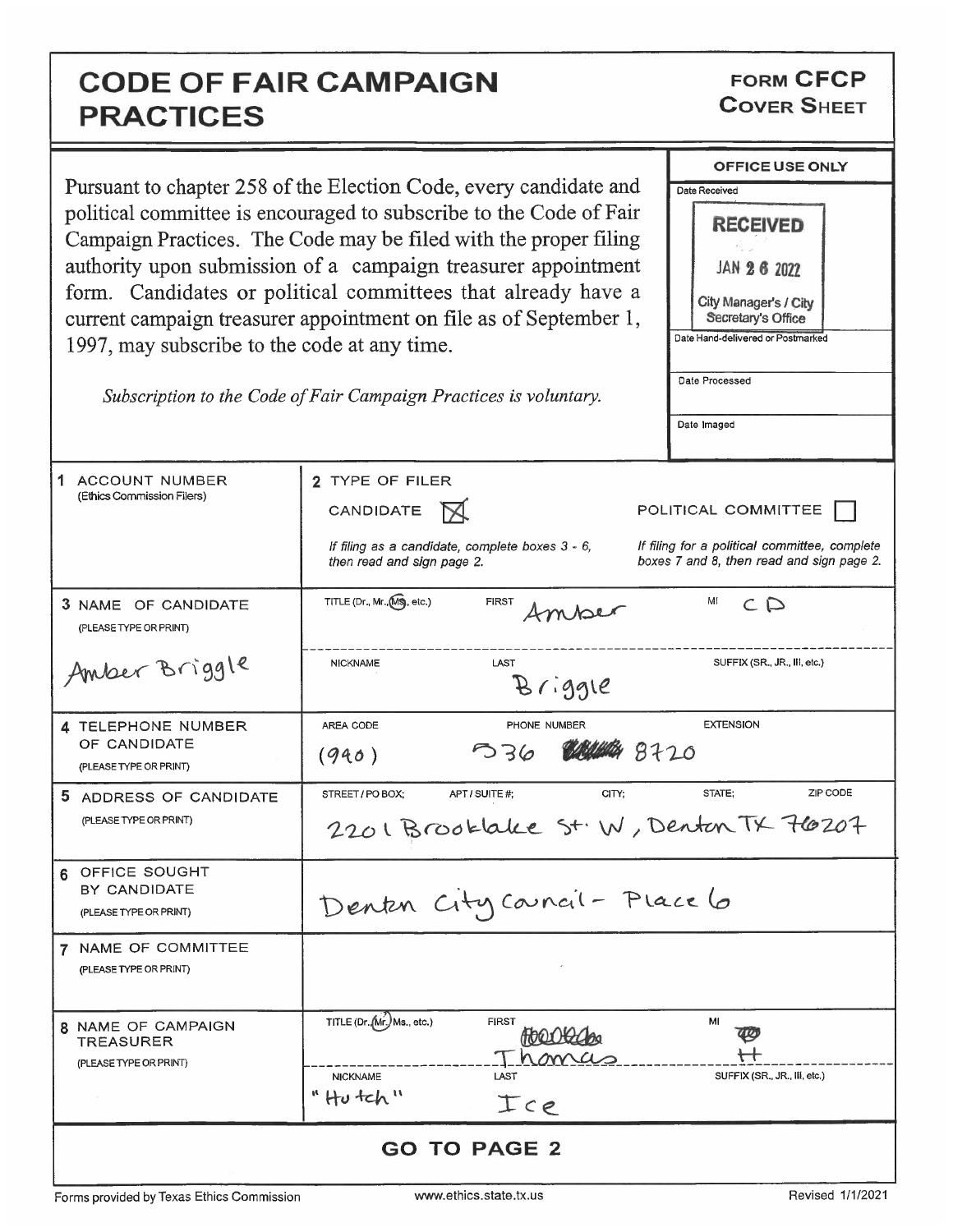# CODE OF FAIR CAMPAIGN PRACTICES

**FORM CFCP**
**COVER SHEET**

Pursuant to chapter 258 of the Election Code, every candidate and political committee is encouraged to subscribe to the Code of Fair Campaign Practices. The Code may be filed with the proper filing authority upon submission of a campaign treasurer appointment form. Candidates or political committees that already have a current campaign treasurer appointment on file as of September 1, 1997, may subscribe to the code at any time.

*Subscription to the Code of Fair Campaign Practices is voluntary.*

**OFFICE USE ONLY**

Date Received: RECEIVED JAN 26 2022 City Manager's / City Secretary's Office

Date Hand-delivered or Postmarked:

Date Processed:

Date Imaged:

| | | | |
|---|---|---|---|
| 1 ACCOUNT NUMBER (Ethics Commission Filers) | 2 TYPE OF FILER | | |
| | CANDIDATE [X] — If filing as a candidate, complete boxes 3 - 6, then read and sign page 2. | POLITICAL COMMITTEE [ ] — If filing for a political committee, complete boxes 7 and 8, then read and sign page 2. | |
| 3 NAME OF CANDIDATE (PLEASE TYPE OR PRINT) Amber Briggle | TITLE (Dr., Mr., (Ms), etc.) | FIRST: Amber | MI: CD |
| | NICKNAME | LAST: Briggle | SUFFIX (SR., JR., III, etc.) |
| 4 TELEPHONE NUMBER OF CANDIDATE (PLEASE TYPE OR PRINT) | AREA CODE: (940) | PHONE NUMBER: 536 [redacted] 8720 | EXTENSION |
| 5 ADDRESS OF CANDIDATE (PLEASE TYPE OR PRINT) | STREET / PO BOX; APT / SUITE #; CITY; STATE; ZIP CODE: 2201 Brooklake St. W, Denton TX 76207 | | |
| 6 OFFICE SOUGHT BY CANDIDATE (PLEASE TYPE OR PRINT) | Denton City Council - Place 6 | | |
| 7 NAME OF COMMITTEE (PLEASE TYPE OR PRINT) | | | |
| 8 NAME OF CAMPAIGN TREASURER (PLEASE TYPE OR PRINT) | TITLE (Dr., (Mr.), Ms., etc.) | FIRST: Thomas | MI: H |
| | NICKNAME: "Hutch" | LAST: Ice | SUFFIX (SR., JR., III, etc.) |

**GO TO PAGE 2**

Forms provided by Texas Ethics Commission www.ethics.state.tx.us Revised 1/1/2021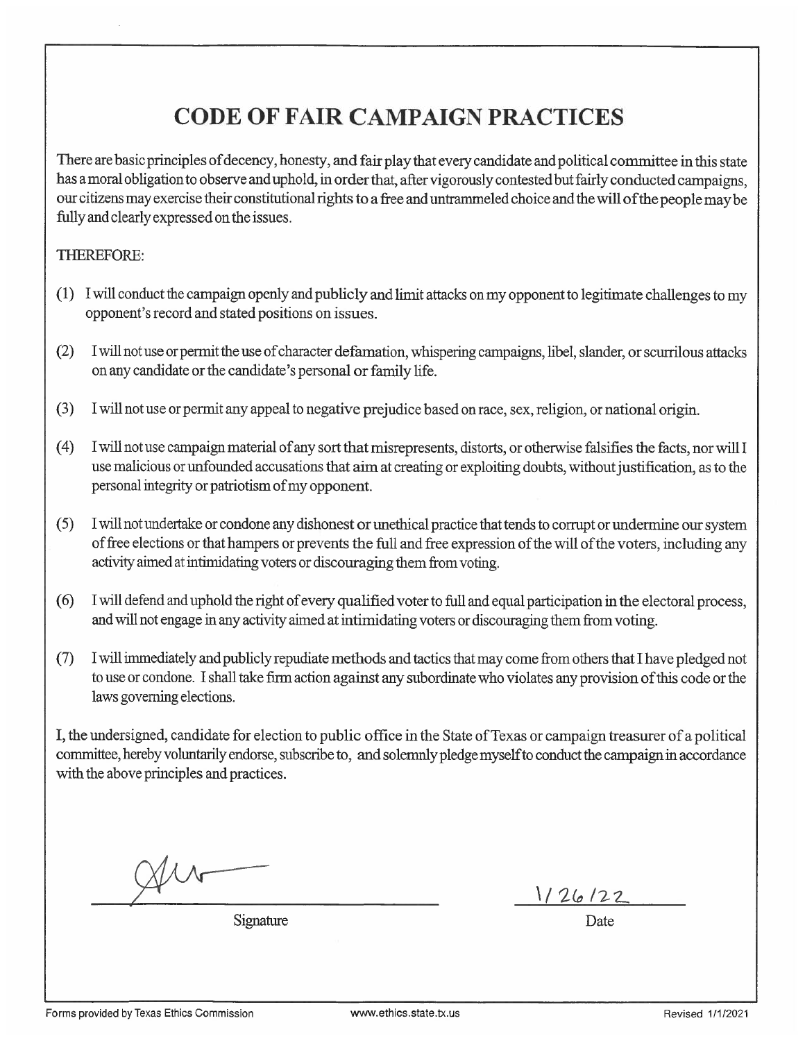# CODE OF FAIR CAMPAIGN PRACTICES

There are basic principles of decency, honesty, and fair play that every candidate and political committee in this state has a moral obligation to observe and uphold, in order that, after vigorously contested but fairly conducted campaigns, our citizens may exercise their constitutional rights to a free and untrammeled choice and the will of the people may be fully and clearly expressed on the issues.

THEREFORE:

(1) I will conduct the campaign openly and publicly and limit attacks on my opponent to legitimate challenges to my opponent's record and stated positions on issues.

(2) I will not use or permit the use of character defamation, whispering campaigns, libel, slander, or scurrilous attacks on any candidate or the candidate's personal or family life.

(3) I will not use or permit any appeal to negative prejudice based on race, sex, religion, or national origin.

(4) I will not use campaign material of any sort that misrepresents, distorts, or otherwise falsifies the facts, nor will I use malicious or unfounded accusations that aim at creating or exploiting doubts, without justification, as to the personal integrity or patriotism of my opponent.

(5) I will not undertake or condone any dishonest or unethical practice that tends to corrupt or undermine our system of free elections or that hampers or prevents the full and free expression of the will of the voters, including any activity aimed at intimidating voters or discouraging them from voting.

(6) I will defend and uphold the right of every qualified voter to full and equal participation in the electoral process, and will not engage in any activity aimed at intimidating voters or discouraging them from voting.

(7) I will immediately and publicly repudiate methods and tactics that may come from others that I have pledged not to use or condone. I shall take firm action against any subordinate who violates any provision of this code or the laws governing elections.

I, the undersigned, candidate for election to public office in the State of Texas or campaign treasurer of a political committee, hereby voluntarily endorse, subscribe to, and solemnly pledge myself to conduct the campaign in accordance with the above principles and practices.

Signature: [signature] Date: 1/26/22

Forms provided by Texas Ethics Commission www.ethics.state.tx.us Revised 1/1/2021